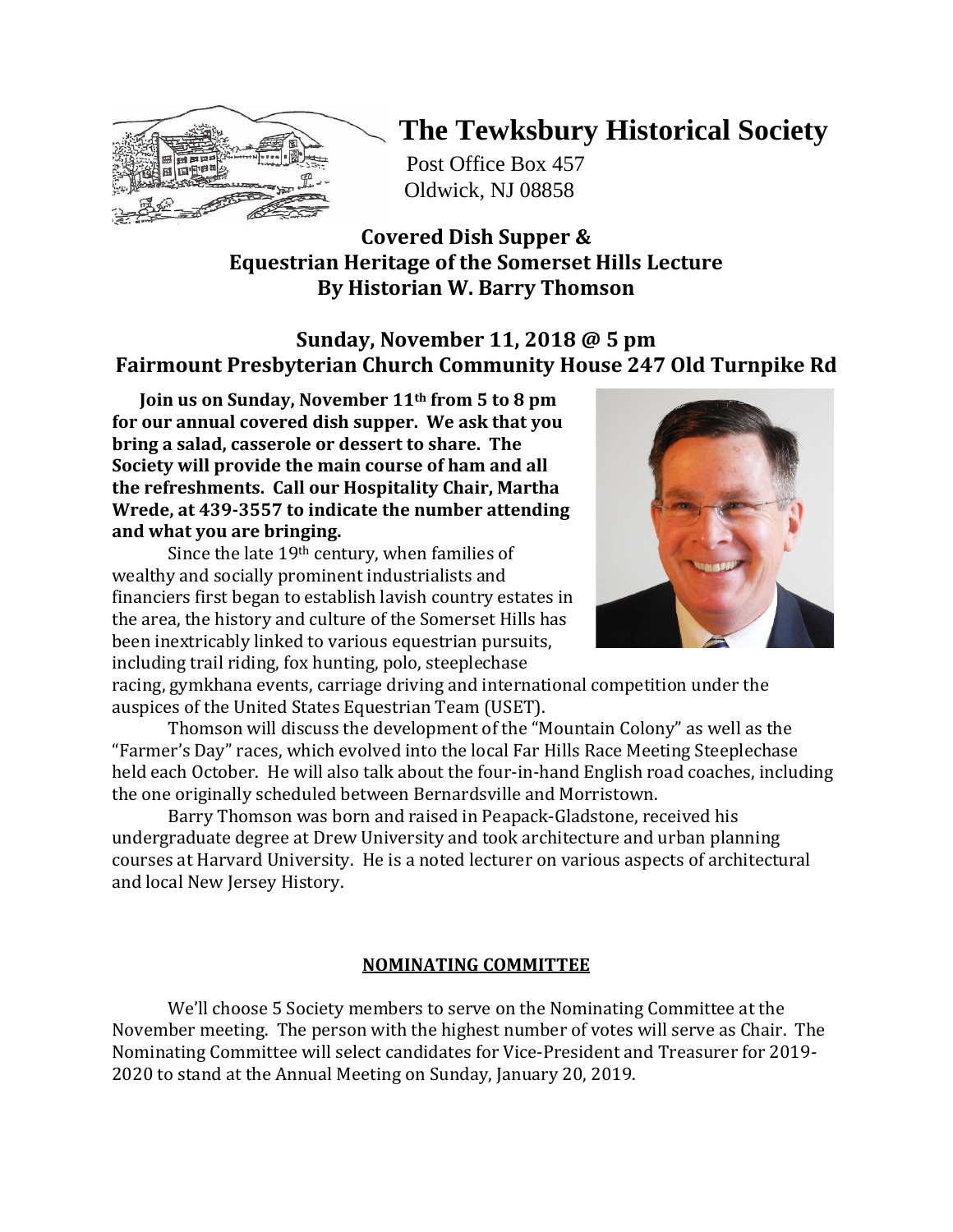# The Tewksbury Historical Society

Post Office Box 457
Oldwick, NJ 08858

## Covered Dish Supper & Equestrian Heritage of the Somerset Hills Lecture By Historian W. Barry Thomson

### Sunday, November 11, 2018 @ 5 pm
### Fairmount Presbyterian Church Community House 247 Old Turnpike Rd

**Join us on Sunday, November 11th from 5 to 8 pm for our annual covered dish supper. We ask that you bring a salad, casserole or dessert to share. The Society will provide the main course of ham and all the refreshments. Call our Hospitality Chair, Martha Wrede, at 439-3557 to indicate the number attending and what you are bringing.**

Since the late 19th century, when families of wealthy and socially prominent industrialists and financiers first began to establish lavish country estates in the area, the history and culture of the Somerset Hills has been inextricably linked to various equestrian pursuits, including trail riding, fox hunting, polo, steeplechase racing, gymkhana events, carriage driving and international competition under the auspices of the United States Equestrian Team (USET).

Thomson will discuss the development of the "Mountain Colony" as well as the "Farmer's Day" races, which evolved into the local Far Hills Race Meeting Steeplechase held each October. He will also talk about the four-in-hand English road coaches, including the one originally scheduled between Bernardsville and Morristown.

Barry Thomson was born and raised in Peapack-Gladstone, received his undergraduate degree at Drew University and took architecture and urban planning courses at Harvard University. He is a noted lecturer on various aspects of architectural and local New Jersey History.

## NOMINATING COMMITTEE

We'll choose 5 Society members to serve on the Nominating Committee at the November meeting. The person with the highest number of votes will serve as Chair. The Nominating Committee will select candidates for Vice-President and Treasurer for 2019-2020 to stand at the Annual Meeting on Sunday, January 20, 2019.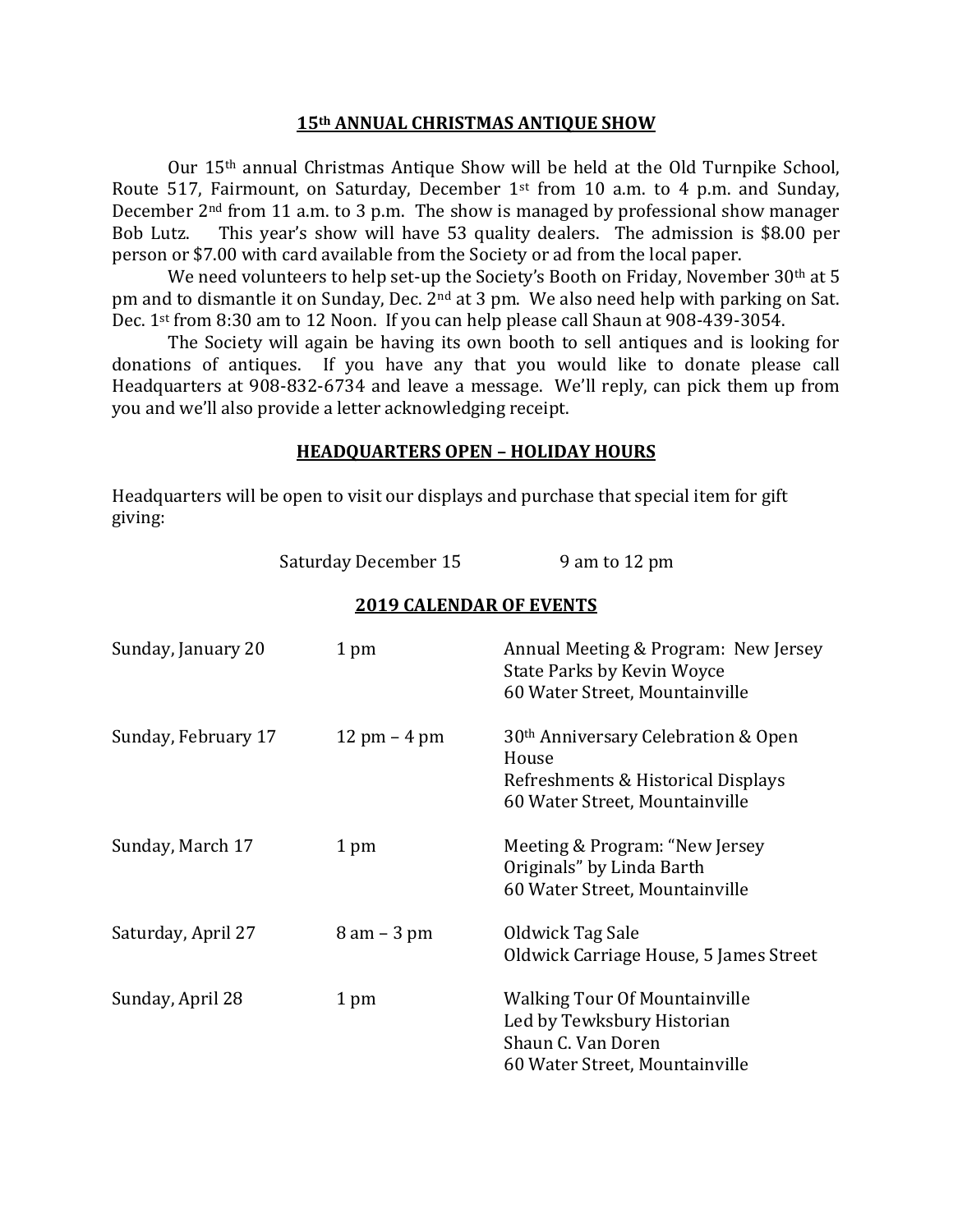## 15th ANNUAL CHRISTMAS ANTIQUE SHOW

Our 15th annual Christmas Antique Show will be held at the Old Turnpike School, Route 517, Fairmount, on Saturday, December 1st from 10 a.m. to 4 p.m. and Sunday, December 2nd from 11 a.m. to 3 p.m. The show is managed by professional show manager Bob Lutz. This year's show will have 53 quality dealers. The admission is $8.00 per person or $7.00 with card available from the Society or ad from the local paper.

We need volunteers to help set-up the Society's Booth on Friday, November 30th at 5 pm and to dismantle it on Sunday, Dec. 2nd at 3 pm. We also need help with parking on Sat. Dec. 1st from 8:30 am to 12 Noon. If you can help please call Shaun at 908-439-3054.

The Society will again be having its own booth to sell antiques and is looking for donations of antiques. If you have any that you would like to donate please call Headquarters at 908-832-6734 and leave a message. We'll reply, can pick them up from you and we'll also provide a letter acknowledging receipt.

## HEADQUARTERS OPEN – HOLIDAY HOURS

Headquarters will be open to visit our displays and purchase that special item for gift giving:

Saturday December 15 — 9 am to 12 pm

## 2019 CALENDAR OF EVENTS

| Date | Time | Event |
|---|---|---|
| Sunday, January 20 | 1 pm | Annual Meeting & Program: New Jersey State Parks by Kevin Woyce<br>60 Water Street, Mountainville |
| Sunday, February 17 | 12 pm – 4 pm | 30th Anniversary Celebration & Open House<br>Refreshments & Historical Displays<br>60 Water Street, Mountainville |
| Sunday, March 17 | 1 pm | Meeting & Program: "New Jersey Originals" by Linda Barth<br>60 Water Street, Mountainville |
| Saturday, April 27 | 8 am – 3 pm | Oldwick Tag Sale<br>Oldwick Carriage House, 5 James Street |
| Sunday, April 28 | 1 pm | Walking Tour Of Mountainville<br>Led by Tewksbury Historian<br>Shaun C. Van Doren<br>60 Water Street, Mountainville |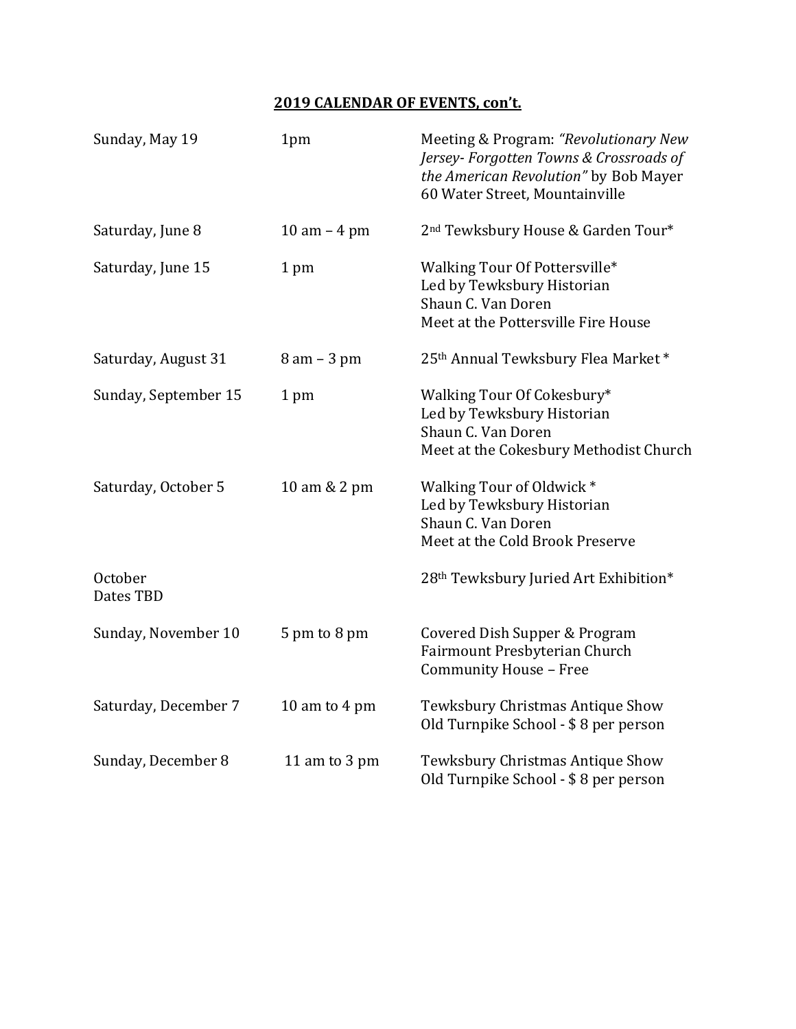**2019 CALENDAR OF EVENTS, con't.**

| | | |
|---|---|---|
| Sunday, May 19 | 1pm | Meeting & Program: *"Revolutionary New Jersey- Forgotten Towns & Crossroads of the American Revolution"* by Bob Mayer<br>60 Water Street, Mountainville |
| Saturday, June 8 | 10 am – 4 pm | 2nd Tewksbury House & Garden Tour* |
| Saturday, June 15 | 1 pm | Walking Tour Of Pottersville*<br>Led by Tewksbury Historian<br>Shaun C. Van Doren<br>Meet at the Pottersville Fire House |
| Saturday, August 31 | 8 am – 3 pm | 25th Annual Tewksbury Flea Market * |
| Sunday, September 15 | 1 pm | Walking Tour Of Cokesbury*<br>Led by Tewksbury Historian<br>Shaun C. Van Doren<br>Meet at the Cokesbury Methodist Church |
| Saturday, October 5 | 10 am & 2 pm | Walking Tour of Oldwick *<br>Led by Tewksbury Historian<br>Shaun C. Van Doren<br>Meet at the Cold Brook Preserve |
| October<br>Dates TBD | | 28th Tewksbury Juried Art Exhibition* |
| Sunday, November 10 | 5 pm to 8 pm | Covered Dish Supper & Program<br>Fairmount Presbyterian Church<br>Community House – Free |
| Saturday, December 7 | 10 am to 4 pm | Tewksbury Christmas Antique Show<br>Old Turnpike School - $ 8 per person |
| Sunday, December 8 | 11 am to 3 pm | Tewksbury Christmas Antique Show<br>Old Turnpike School - $ 8 per person |